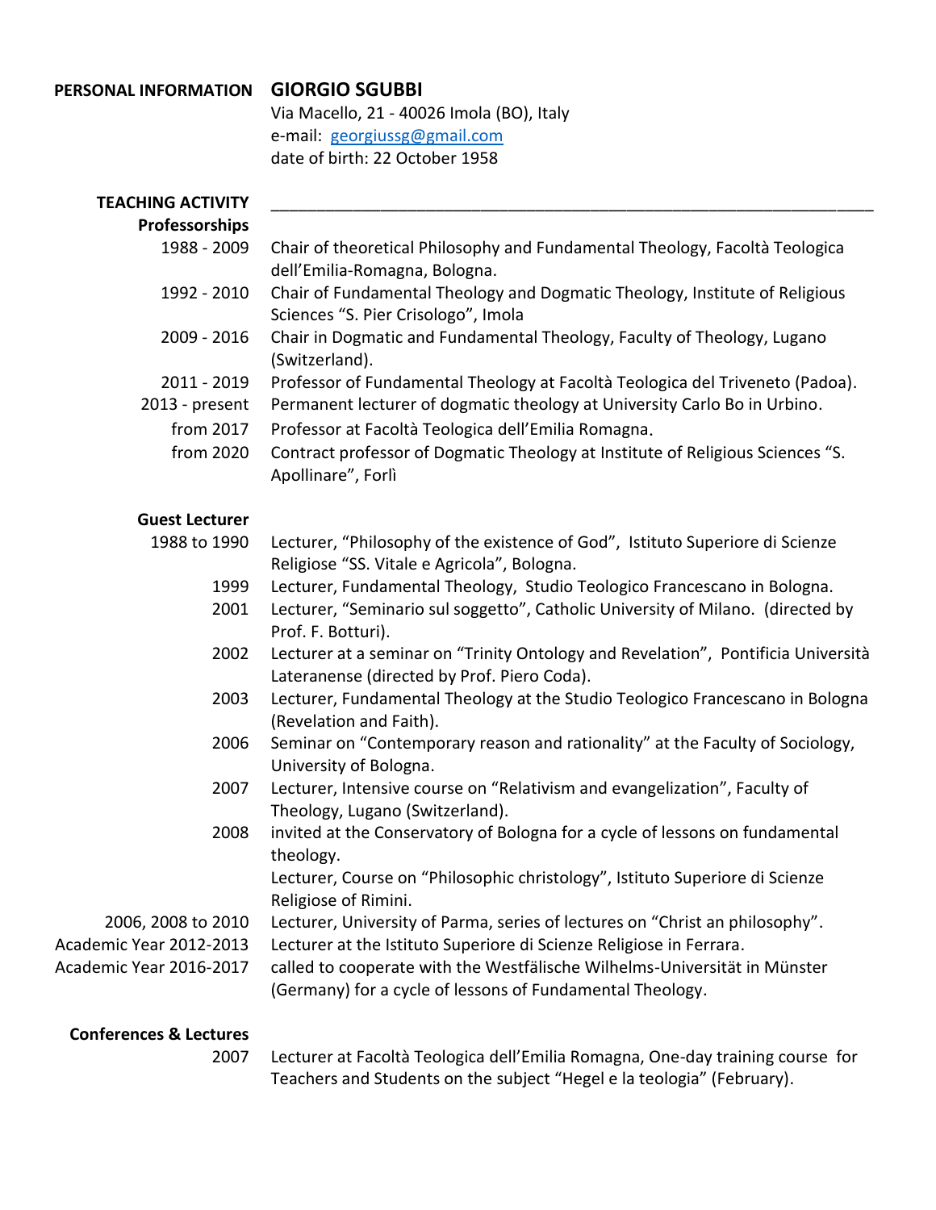**PERSONAL INFORMATION**

# GIORGIO SGUBBI

Via Macello, 21 - 40026 Imola (BO), Italy
e-mail: georgiussg@gmail.com
date of birth: 22 October 1958

## TEACHING ACTIVITY

### Professorships

| | |
|---|---|
| 1988 - 2009 | Chair of theoretical Philosophy and Fundamental Theology, Facoltà Teologica dell'Emilia-Romagna, Bologna. |
| 1992 - 2010 | Chair of Fundamental Theology and Dogmatic Theology, Institute of Religious Sciences "S. Pier Crisologo", Imola |
| 2009 - 2016 | Chair in Dogmatic and Fundamental Theology, Faculty of Theology, Lugano (Switzerland). |
| 2011 - 2019 | Professor of Fundamental Theology at Facoltà Teologica del Triveneto (Padoa). |
| 2013 - present | Permanent lecturer of dogmatic theology at University Carlo Bo in Urbino. |
| from 2017 | Professor at Facoltà Teologica dell'Emilia Romagna. |
| from 2020 | Contract professor of Dogmatic Theology at Institute of Religious Sciences "S. Apollinare", Forlì |

### Guest Lecturer

| | |
|---|---|
| 1988 to 1990 | Lecturer, "Philosophy of the existence of God", Istituto Superiore di Scienze Religiose "SS. Vitale e Agricola", Bologna. |
| 1999 | Lecturer, Fundamental Theology, Studio Teologico Francescano in Bologna. |
| 2001 | Lecturer, "Seminario sul soggetto", Catholic University of Milano. (directed by Prof. F. Botturi). |
| 2002 | Lecturer at a seminar on "Trinity Ontology and Revelation", Pontificia Università Lateranense (directed by Prof. Piero Coda). |
| 2003 | Lecturer, Fundamental Theology at the Studio Teologico Francescano in Bologna (Revelation and Faith). |
| 2006 | Seminar on "Contemporary reason and rationality" at the Faculty of Sociology, University of Bologna. |
| 2007 | Lecturer, Intensive course on "Relativism and evangelization", Faculty of Theology, Lugano (Switzerland). |
| 2008 | invited at the Conservatory of Bologna for a cycle of lessons on fundamental theology. |
| | Lecturer, Course on "Philosophic christology", Istituto Superiore di Scienze Religiose of Rimini. |
| 2006, 2008 to 2010 | Lecturer, University of Parma, series of lectures on "Christ an philosophy". |
| Academic Year 2012-2013 | Lecturer at the Istituto Superiore di Scienze Religiose in Ferrara. |
| Academic Year 2016-2017 | called to cooperate with the Westfälische Wilhelms-Universität in Münster (Germany) for a cycle of lessons of Fundamental Theology. |

### Conferences & Lectures

| | |
|---|---|
| 2007 | Lecturer at Facoltà Teologica dell'Emilia Romagna, One-day training course for Teachers and Students on the subject "Hegel e la teologia" (February). |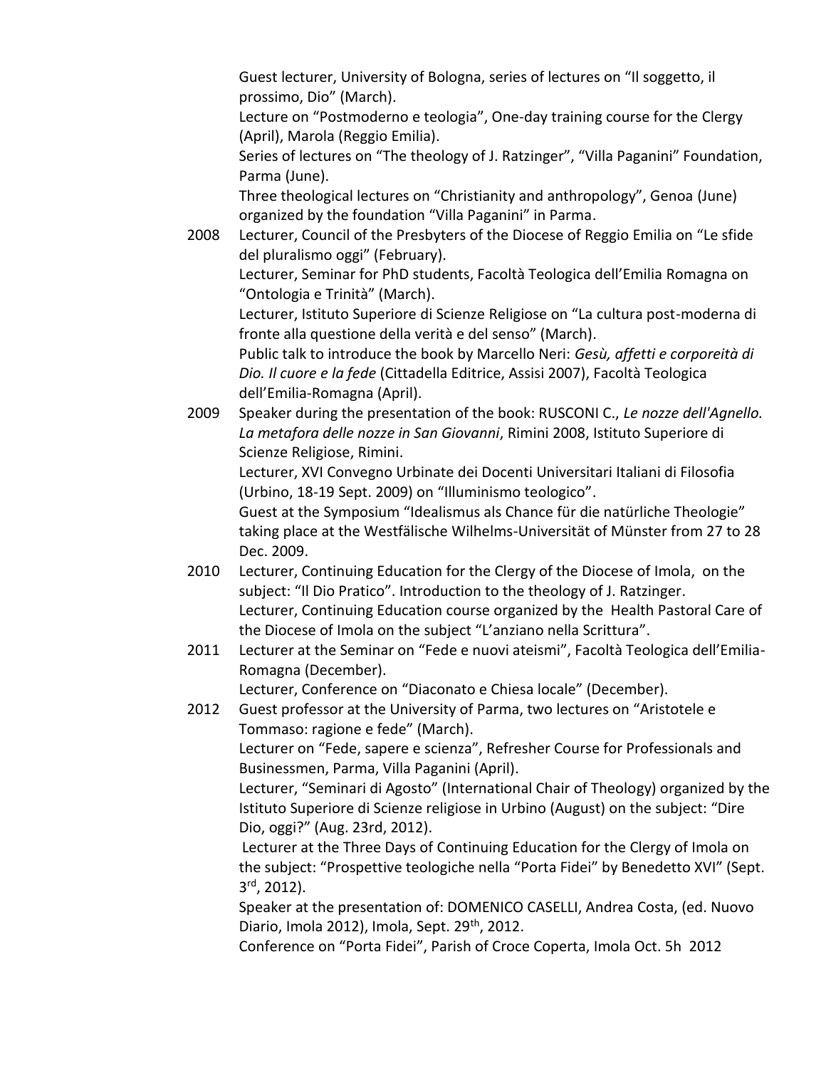Guest lecturer, University of Bologna, series of lectures on “Il soggetto, il prossimo, Dio” (March).

Lecture on “Postmoderno e teologia”, One-day training course for the Clergy (April), Marola (Reggio Emilia).

Series of lectures on “The theology of J. Ratzinger”, “Villa Paganini” Foundation, Parma (June).

Three theological lectures on “Christianity and anthropology”, Genoa (June) organized by the foundation “Villa Paganini” in Parma.

2008 Lecturer, Council of the Presbyters of the Diocese of Reggio Emilia on “Le sfide del pluralismo oggi” (February).

Lecturer, Seminar for PhD students, Facoltà Teologica dell’Emilia Romagna on “Ontologia e Trinità” (March).

Lecturer, Istituto Superiore di Scienze Religiose on “La cultura post-moderna di fronte alla questione della verità e del senso” (March).

Public talk to introduce the book by Marcello Neri: *Gesù, affetti e corporeità di Dio. Il cuore e la fede* (Cittadella Editrice, Assisi 2007), Facoltà Teologica dell’Emilia-Romagna (April).

2009 Speaker during the presentation of the book: RUSCONI C., *Le nozze dell'Agnello. La metafora delle nozze in San Giovanni*, Rimini 2008, Istituto Superiore di Scienze Religiose, Rimini.

Lecturer, XVI Convegno Urbinate dei Docenti Universitari Italiani di Filosofia (Urbino, 18-19 Sept. 2009) on “Illuminismo teologico”.

Guest at the Symposium “Idealismus als Chance für die natürliche Theologie” taking place at the Westfälische Wilhelms-Universität of Münster from 27 to 28 Dec. 2009.

2010 Lecturer, Continuing Education for the Clergy of the Diocese of Imola, on the subject: “Il Dio Pratico”. Introduction to the theology of J. Ratzinger.

Lecturer, Continuing Education course organized by the Health Pastoral Care of the Diocese of Imola on the subject “L’anziano nella Scrittura”.

2011 Lecturer at the Seminar on “Fede e nuovi ateismi”, Facoltà Teologica dell’Emilia-Romagna (December).

Lecturer, Conference on “Diaconato e Chiesa locale” (December).

2012 Guest professor at the University of Parma, two lectures on “Aristotele e Tommaso: ragione e fede” (March).

Lecturer on “Fede, sapere e scienza”, Refresher Course for Professionals and Businessmen, Parma, Villa Paganini (April).

Lecturer, “Seminari di Agosto” (International Chair of Theology) organized by the Istituto Superiore di Scienze religiose in Urbino (August) on the subject: “Dire Dio, oggi?” (Aug. 23rd, 2012).

Lecturer at the Three Days of Continuing Education for the Clergy of Imola on the subject: “Prospettive teologiche nella “Porta Fidei” by Benedetto XVI” (Sept. 3rd, 2012).

Speaker at the presentation of: DOMENICO CASELLI, Andrea Costa, (ed. Nuovo Diario, Imola 2012), Imola, Sept. 29th, 2012.

Conference on “Porta Fidei”, Parish of Croce Coperta, Imola Oct. 5h 2012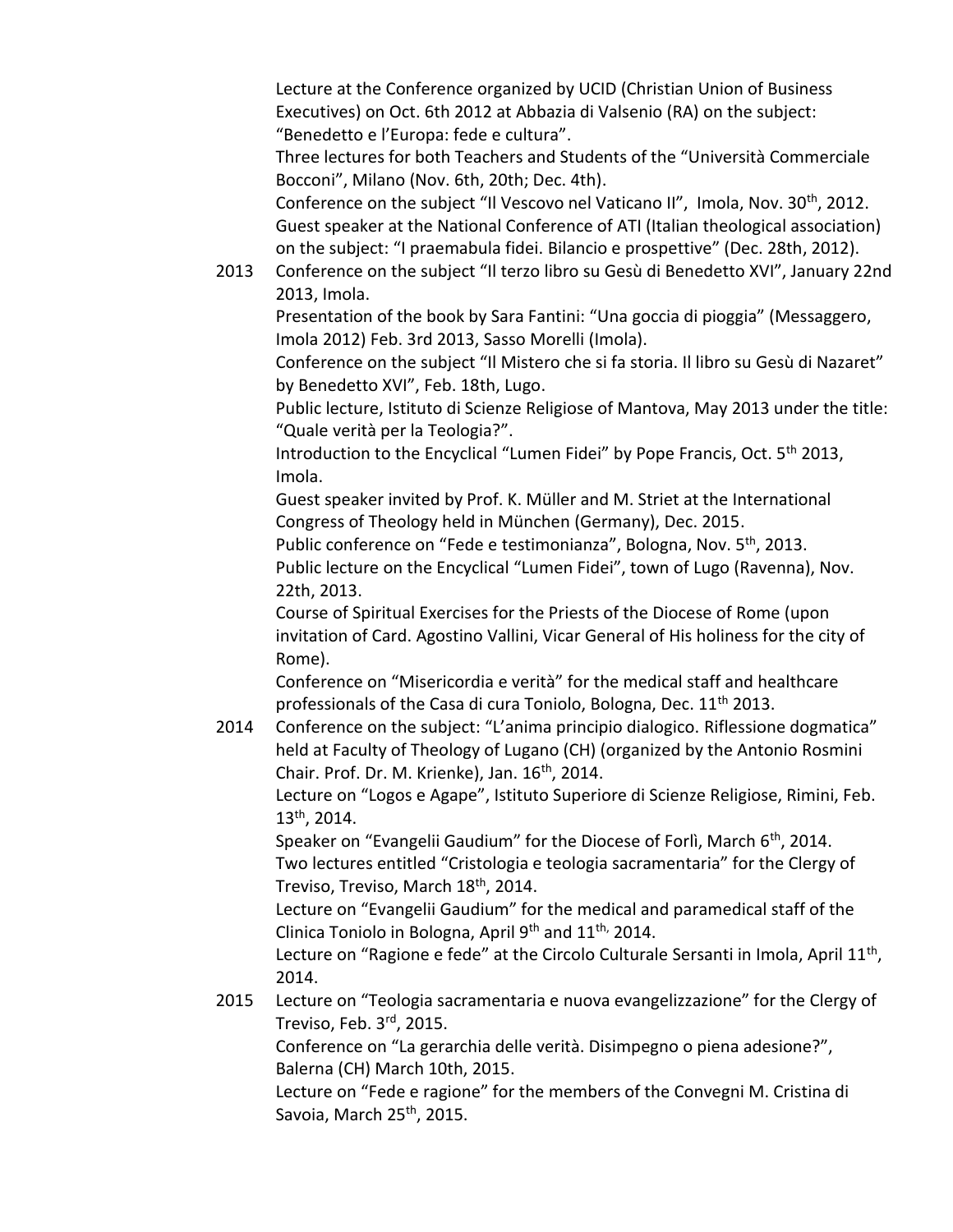Lecture at the Conference organized by UCID (Christian Union of Business Executives) on Oct. 6th 2012 at Abbazia di Valsenio (RA) on the subject: "Benedetto e l'Europa: fede e cultura".

Three lectures for both Teachers and Students of the "Università Commerciale Bocconi", Milano (Nov. 6th, 20th; Dec. 4th).

Conference on the subject "Il Vescovo nel Vaticano II", Imola, Nov. 30th, 2012.

Guest speaker at the National Conference of ATI (Italian theological association) on the subject: "I praemabula fidei. Bilancio e prospettive" (Dec. 28th, 2012).

**2013** Conference on the subject "Il terzo libro su Gesù di Benedetto XVI", January 22nd 2013, Imola.

Presentation of the book by Sara Fantini: "Una goccia di pioggia" (Messaggero, Imola 2012) Feb. 3rd 2013, Sasso Morelli (Imola).

Conference on the subject "Il Mistero che si fa storia. Il libro su Gesù di Nazaret" by Benedetto XVI", Feb. 18th, Lugo.

Public lecture, Istituto di Scienze Religiose of Mantova, May 2013 under the title: "Quale verità per la Teologia?".

Introduction to the Encyclical "Lumen Fidei" by Pope Francis, Oct. 5th 2013, Imola.

Guest speaker invited by Prof. K. Müller and M. Striet at the International Congress of Theology held in München (Germany), Dec. 2015.

Public conference on "Fede e testimonianza", Bologna, Nov. 5th, 2013.

Public lecture on the Encyclical "Lumen Fidei", town of Lugo (Ravenna), Nov. 22th, 2013.

Course of Spiritual Exercises for the Priests of the Diocese of Rome (upon invitation of Card. Agostino Vallini, Vicar General of His holiness for the city of Rome).

Conference on "Misericordia e verità" for the medical staff and healthcare professionals of the Casa di cura Toniolo, Bologna, Dec. 11th 2013.

**2014** Conference on the subject: "L'anima principio dialogico. Riflessione dogmatica" held at Faculty of Theology of Lugano (CH) (organized by the Antonio Rosmini Chair. Prof. Dr. M. Krienke), Jan. 16th, 2014.

Lecture on "Logos e Agape", Istituto Superiore di Scienze Religiose, Rimini, Feb. 13th, 2014.

Speaker on "Evangelii Gaudium" for the Diocese of Forlì, March 6th, 2014.

Two lectures entitled "Cristologia e teologia sacramentaria" for the Clergy of Treviso, Treviso, March 18th, 2014.

Lecture on "Evangelii Gaudium" for the medical and paramedical staff of the Clinica Toniolo in Bologna, April 9th and 11th, 2014.

Lecture on "Ragione e fede" at the Circolo Culturale Sersanti in Imola, April 11th, 2014.

**2015** Lecture on "Teologia sacramentaria e nuova evangelizzazione" for the Clergy of Treviso, Feb. 3rd, 2015.

Conference on "La gerarchia delle verità. Disimpegno o piena adesione?", Balerna (CH) March 10th, 2015.

Lecture on "Fede e ragione" for the members of the Convegni M. Cristina di Savoia, March 25th, 2015.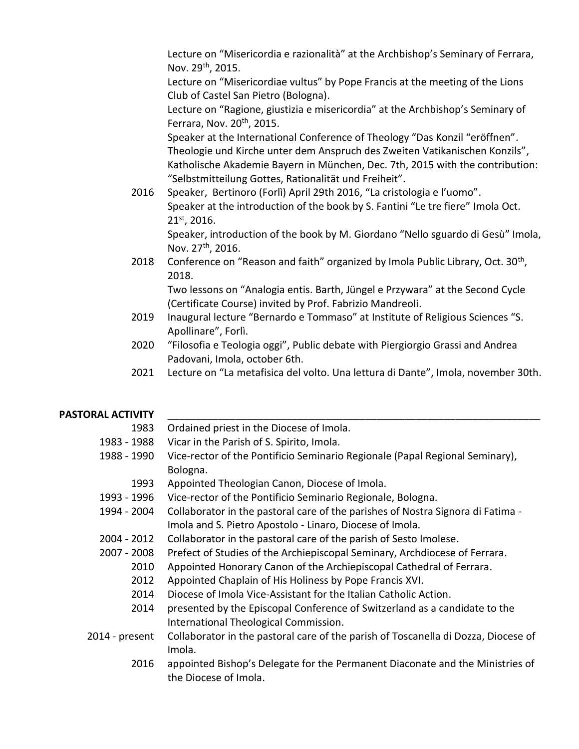Lecture on "Misericordia e razionalità" at the Archbishop's Seminary of Ferrara, Nov. 29th, 2015.
Lecture on "Misericordiae vultus" by Pope Francis at the meeting of the Lions Club of Castel San Pietro (Bologna).
Lecture on "Ragione, giustizia e misericordia" at the Archbishop's Seminary of Ferrara, Nov. 20th, 2015.
Speaker at the International Conference of Theology "Das Konzil "eröffnen". Theologie und Kirche unter dem Anspruch des Zweiten Vatikanischen Konzils", Katholische Akademie Bayern in München, Dec. 7th, 2015 with the contribution: "Selbstmitteilung Gottes, Rationalität und Freiheit".

2016 Speaker, Bertinoro (Forlì) April 29th 2016, "La cristologia e l'uomo".
Speaker at the introduction of the book by S. Fantini "Le tre fiere" Imola Oct. 21st, 2016.
Speaker, introduction of the book by M. Giordano "Nello sguardo di Gesù" Imola, Nov. 27th, 2016.

2018 Conference on "Reason and faith" organized by Imola Public Library, Oct. 30th, 2018.
Two lessons on "Analogia entis. Barth, Jüngel e Przywara" at the Second Cycle (Certificate Course) invited by Prof. Fabrizio Mandreoli.

2019 Inaugural lecture "Bernardo e Tommaso" at Institute of Religious Sciences "S. Apollinare", Forlì.

2020 "Filosofia e Teologia oggi", Public debate with Piergiorgio Grassi and Andrea Padovani, Imola, october 6th.

2021 Lecture on "La metafisica del volto. Una lettura di Dante", Imola, november 30th.

## PASTORAL ACTIVITY

| | |
|---|---|
| 1983 | Ordained priest in the Diocese of Imola. |
| 1983 - 1988 | Vicar in the Parish of S. Spirito, Imola. |
| 1988 - 1990 | Vice-rector of the Pontificio Seminario Regionale (Papal Regional Seminary), Bologna. |
| 1993 | Appointed Theologian Canon, Diocese of Imola. |
| 1993 - 1996 | Vice-rector of the Pontificio Seminario Regionale, Bologna. |
| 1994 - 2004 | Collaborator in the pastoral care of the parishes of Nostra Signora di Fatima - Imola and S. Pietro Apostolo - Linaro, Diocese of Imola. |
| 2004 - 2012 | Collaborator in the pastoral care of the parish of Sesto Imolese. |
| 2007 - 2008 | Prefect of Studies of the Archiepiscopal Seminary, Archdiocese of Ferrara. |
| 2010 | Appointed Honorary Canon of the Archiepiscopal Cathedral of Ferrara. |
| 2012 | Appointed Chaplain of His Holiness by Pope Francis XVI. |
| 2014 | Diocese of Imola Vice-Assistant for the Italian Catholic Action. |
| 2014 | presented by the Episcopal Conference of Switzerland as a candidate to the International Theological Commission. |
| 2014 - present | Collaborator in the pastoral care of the parish of Toscanella di Dozza, Diocese of Imola. |
| 2016 | appointed Bishop's Delegate for the Permanent Diaconate and the Ministries of the Diocese of Imola. |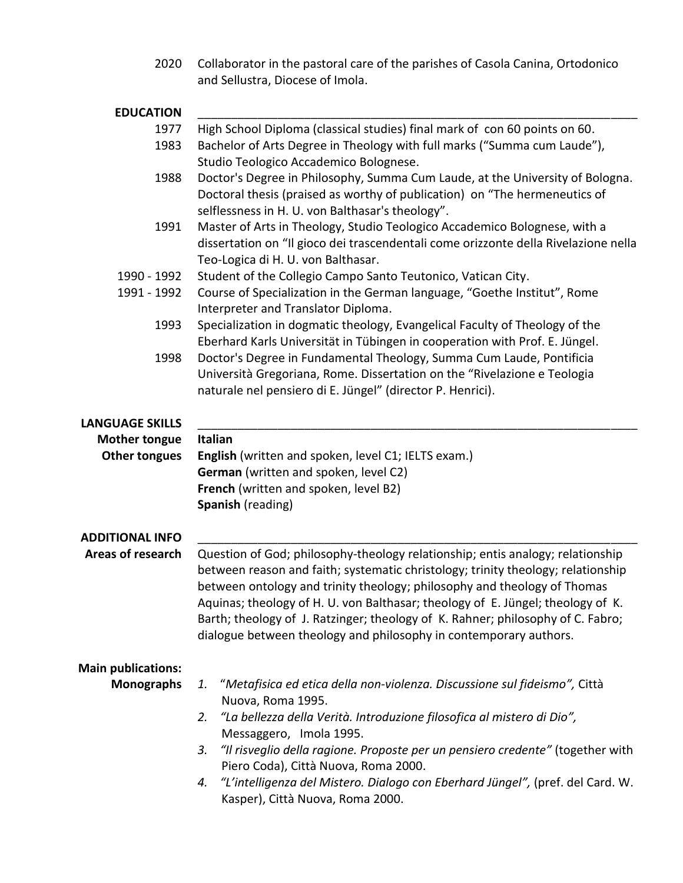2020 Collaborator in the pastoral care of the parishes of Casola Canina, Ortodonico and Sellustra, Diocese of Imola.

## EDUCATION

- **1977** High School Diploma (classical studies) final mark of con 60 points on 60.
- **1983** Bachelor of Arts Degree in Theology with full marks ("Summa cum Laude"), Studio Teologico Accademico Bolognese.
- **1988** Doctor's Degree in Philosophy, Summa Cum Laude, at the University of Bologna. Doctoral thesis (praised as worthy of publication) on "The hermeneutics of selflessness in H. U. von Balthasar's theology".
- **1991** Master of Arts in Theology, Studio Teologico Accademico Bolognese, with a dissertation on "Il gioco dei trascendentali come orizzonte della Rivelazione nella Teo-Logica di H. U. von Balthasar.
- **1990 - 1992** Student of the Collegio Campo Santo Teutonico, Vatican City.
- **1991 - 1992** Course of Specialization in the German language, "Goethe Institut", Rome Interpreter and Translator Diploma.
- **1993** Specialization in dogmatic theology, Evangelical Faculty of Theology of the Eberhard Karls Universität in Tübingen in cooperation with Prof. E. Jüngel.
- **1998** Doctor's Degree in Fundamental Theology, Summa Cum Laude, Pontificia Università Gregoriana, Rome. Dissertation on the "Rivelazione e Teologia naturale nel pensiero di E. Jüngel" (director P. Henrici).

## LANGUAGE SKILLS

**Mother tongue** **Italian**

**Other tongues**
- **English** (written and spoken, level C1; IELTS exam.)
- **German** (written and spoken, level C2)
- **French** (written and spoken, level B2)
- **Spanish** (reading)

## ADDITIONAL INFO

**Areas of research** Question of God; philosophy-theology relationship; entis analogy; relationship between reason and faith; systematic christology; trinity theology; relationship between ontology and trinity theology; philosophy and theology of Thomas Aquinas; theology of H. U. von Balthasar; theology of E. Jüngel; theology of K. Barth; theology of J. Ratzinger; theology of K. Rahner; philosophy of C. Fabro; dialogue between theology and philosophy in contemporary authors.

**Main publications:**

**Monographs**

1. "*Metafisica ed etica della non-violenza. Discussione sul fideismo",* Città Nuova, Roma 1995.
2. *"La bellezza della Verità. Introduzione filosofica al mistero di Dio",* Messaggero, Imola 1995.
3. *"Il risveglio della ragione. Proposte per un pensiero credente"* (together with Piero Coda), Città Nuova, Roma 2000.
4. *"L'intelligenza del Mistero. Dialogo con Eberhard Jüngel",* (pref. del Card. W. Kasper), Città Nuova, Roma 2000.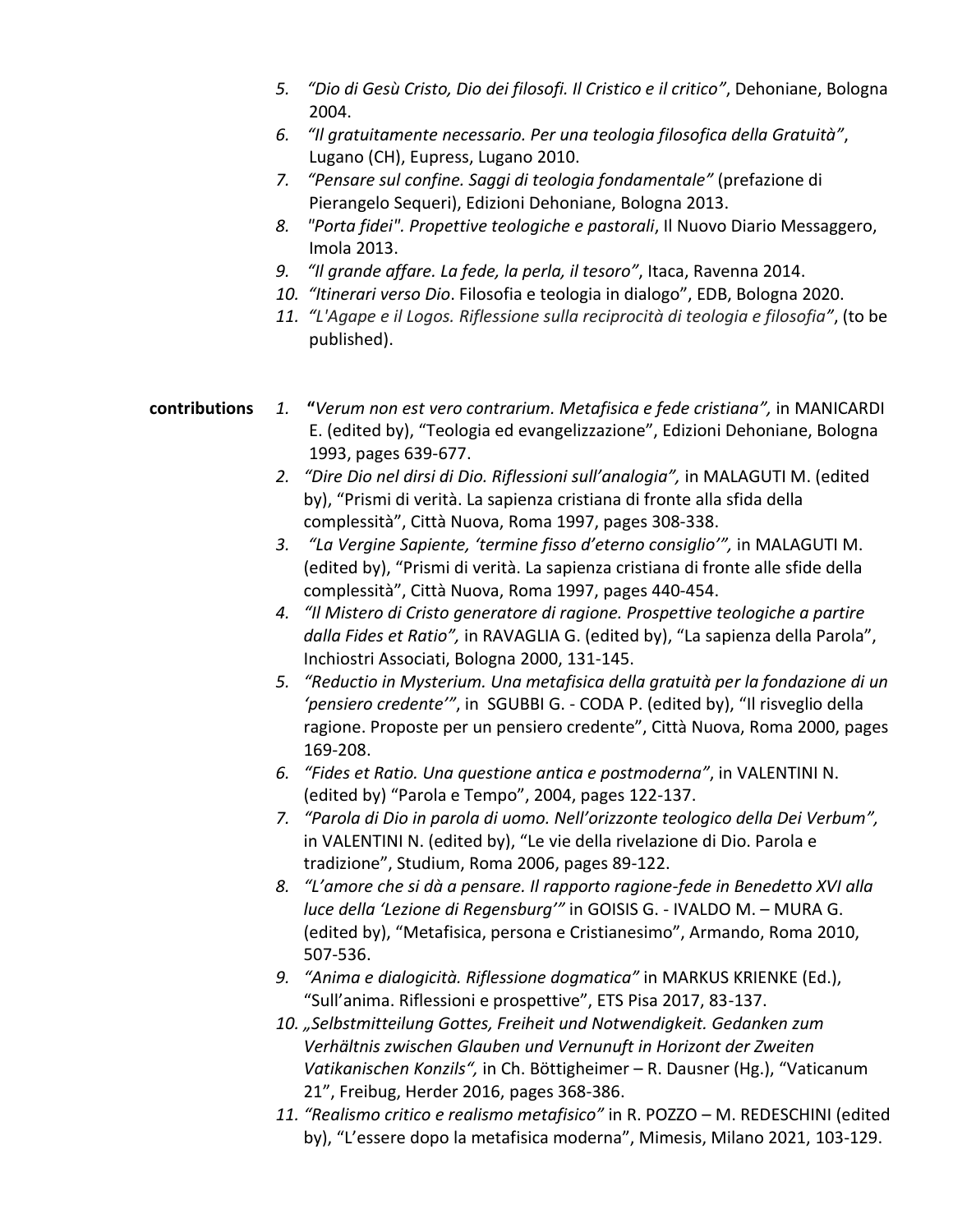5. *"Dio di Gesù Cristo, Dio dei filosofi. Il Cristico e il critico"*, Dehoniane, Bologna 2004.
6. *"Il gratuitamente necessario. Per una teologia filosofica della Gratuità"*, Lugano (CH), Eupress, Lugano 2010.
7. *"Pensare sul confine. Saggi di teologia fondamentale"* (prefazione di Pierangelo Sequeri), Edizioni Dehoniane, Bologna 2013.
8. *"Porta fidei". Propettive teologiche e pastorali*, Il Nuovo Diario Messaggero, Imola 2013.
9. *"Il grande affare. La fede, la perla, il tesoro"*, Itaca, Ravenna 2014.
10. *"Itinerari verso Dio*. Filosofia e teologia in dialogo", EDB, Bologna 2020.
11. *"L'Agape e il Logos. Riflessione sulla reciprocità di teologia e filosofia"*, (to be published).

**contributions**

1. **"***Verum non est vero contrarium. Metafisica e fede cristiana",* in MANICARDI E. (edited by), "Teologia ed evangelizzazione", Edizioni Dehoniane, Bologna 1993, pages 639-677.
2. *"Dire Dio nel dirsi di Dio. Riflessioni sull'analogia",* in MALAGUTI M. (edited by), "Prismi di verità. La sapienza cristiana di fronte alla sfida della complessità", Città Nuova, Roma 1997, pages 308-338.
3. *"La Vergine Sapiente, 'termine fisso d'eterno consiglio'",* in MALAGUTI M. (edited by), "Prismi di verità. La sapienza cristiana di fronte alle sfide della complessità", Città Nuova, Roma 1997, pages 440-454.
4. *"Il Mistero di Cristo generatore di ragione. Prospettive teologiche a partire dalla Fides et Ratio",* in RAVAGLIA G. (edited by), "La sapienza della Parola", Inchiostri Associati, Bologna 2000, 131-145.
5. *"Reductio in Mysterium. Una metafisica della gratuità per la fondazione di un 'pensiero credente'"*, in SGUBBI G. - CODA P. (edited by), "Il risveglio della ragione. Proposte per un pensiero credente", Città Nuova, Roma 2000, pages 169-208.
6. *"Fides et Ratio. Una questione antica e postmoderna"*, in VALENTINI N. (edited by) "Parola e Tempo", 2004, pages 122-137.
7. *"Parola di Dio in parola di uomo. Nell'orizzonte teologico della Dei Verbum",* in VALENTINI N. (edited by), "Le vie della rivelazione di Dio. Parola e tradizione", Studium, Roma 2006, pages 89-122.
8. *"L'amore che si dà a pensare. Il rapporto ragione-fede in Benedetto XVI alla luce della 'Lezione di Regensburg'"* in GOISIS G. - IVALDO M. – MURA G. (edited by), "Metafisica, persona e Cristianesimo", Armando, Roma 2010, 507-536.
9. *"Anima e dialogicità. Riflessione dogmatica"* in MARKUS KRIENKE (Ed.), "Sull'anima. Riflessioni e prospettive", ETS Pisa 2017, 83-137.
10. *„Selbstmitteilung Gottes, Freiheit und Notwendigkeit. Gedanken zum Verhältnis zwischen Glauben und Vernunft in Horizont der Zweiten Vatikanischen Konzils",* in Ch. Böttigheimer – R. Dausner (Hg.), "Vaticanum 21", Freibug, Herder 2016, pages 368-386.
11. *"Realismo critico e realismo metafisico"* in R. POZZO – M. REDESCHINI (edited by), "L'essere dopo la metafisica moderna", Mimesis, Milano 2021, 103-129.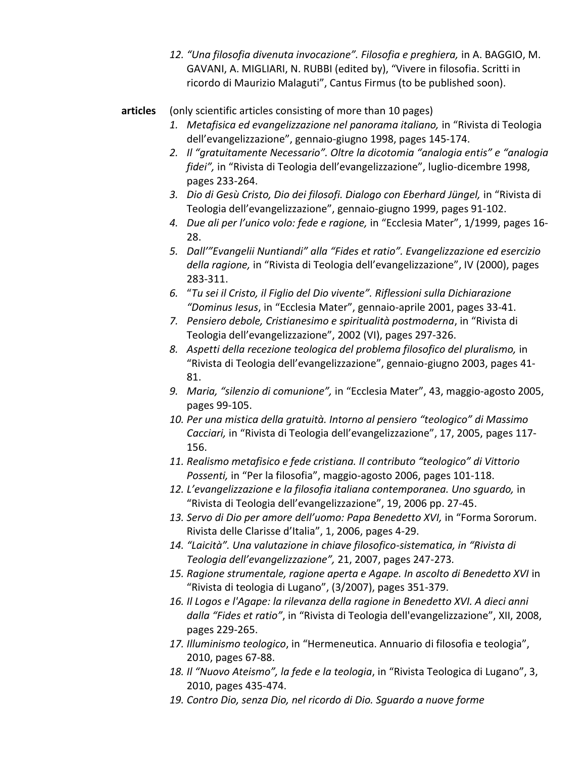12. *"Una filosofia divenuta invocazione". Filosofia e preghiera,* in A. BAGGIO, M. GAVANI, A. MIGLIARI, N. RUBBI (edited by), "Vivere in filosofia. Scritti in ricordo di Maurizio Malaguti", Cantus Firmus (to be published soon).

**articles** (only scientific articles consisting of more than 10 pages)

1. *Metafisica ed evangelizzazione nel panorama italiano,* in "Rivista di Teologia dell'evangelizzazione", gennaio-giugno 1998, pages 145-174.
2. *Il "gratuitamente Necessario". Oltre la dicotomia "analogia entis" e "analogia fidei",* in "Rivista di Teologia dell'evangelizzazione", luglio-dicembre 1998, pages 233-264.
3. *Dio di Gesù Cristo, Dio dei filosofi. Dialogo con Eberhard Jüngel,* in "Rivista di Teologia dell'evangelizzazione", gennaio-giugno 1999, pages 91-102.
4. *Due ali per l'unico volo: fede e ragione,* in "Ecclesia Mater", 1/1999, pages 16-28.
5. *Dall'"Evangelii Nuntiandi" alla "Fides et ratio". Evangelizzazione ed esercizio della ragione,* in "Rivista di Teologia dell'evangelizzazione", IV (2000), pages 283-311.
6. "*Tu sei il Cristo, il Figlio del Dio vivente". Riflessioni sulla Dichiarazione "Dominus Iesus*, in "Ecclesia Mater", gennaio-aprile 2001, pages 33-41.
7. *Pensiero debole, Cristianesimo e spiritualità postmoderna*, in "Rivista di Teologia dell'evangelizzazione", 2002 (VI), pages 297-326.
8. *Aspetti della recezione teologica del problema filosofico del pluralismo,* in "Rivista di Teologia dell'evangelizzazione", gennaio-giugno 2003, pages 41-81.
9. *Maria, "silenzio di comunione",* in "Ecclesia Mater", 43, maggio-agosto 2005, pages 99-105.
10. *Per una mistica della gratuità. Intorno al pensiero "teologico" di Massimo Cacciari,* in "Rivista di Teologia dell'evangelizzazione", 17, 2005, pages 117-156.
11. *Realismo metafisico e fede cristiana. Il contributo "teologico" di Vittorio Possenti,* in "Per la filosofia", maggio-agosto 2006, pages 101-118.
12. *L'evangelizzazione e la filosofia italiana contemporanea. Uno sguardo,* in "Rivista di Teologia dell'evangelizzazione", 19, 2006 pp. 27-45.
13. *Servo di Dio per amore dell'uomo: Papa Benedetto XVI,* in "Forma Sororum. Rivista delle Clarisse d'Italia", 1, 2006, pages 4-29.
14. *"Laicità". Una valutazione in chiave filosofico-sistematica, in "Rivista di Teologia dell'evangelizzazione",* 21, 2007, pages 247-273.
15. *Ragione strumentale, ragione aperta e Agape. In ascolto di Benedetto XVI* in "Rivista di teologia di Lugano", (3/2007), pages 351-379.
16. *Il Logos e l'Agape: la rilevanza della ragione in Benedetto XVI. A dieci anni dalla "Fides et ratio"*, in "Rivista di Teologia dell'evangelizzazione", XII, 2008, pages 229-265.
17. *Illuminismo teologico*, in "Hermeneutica. Annuario di filosofia e teologia", 2010, pages 67-88.
18. *Il "Nuovo Ateismo", la fede e la teologia*, in "Rivista Teologica di Lugano", 3, 2010, pages 435-474.
19. *Contro Dio, senza Dio, nel ricordo di Dio. Sguardo a nuove forme*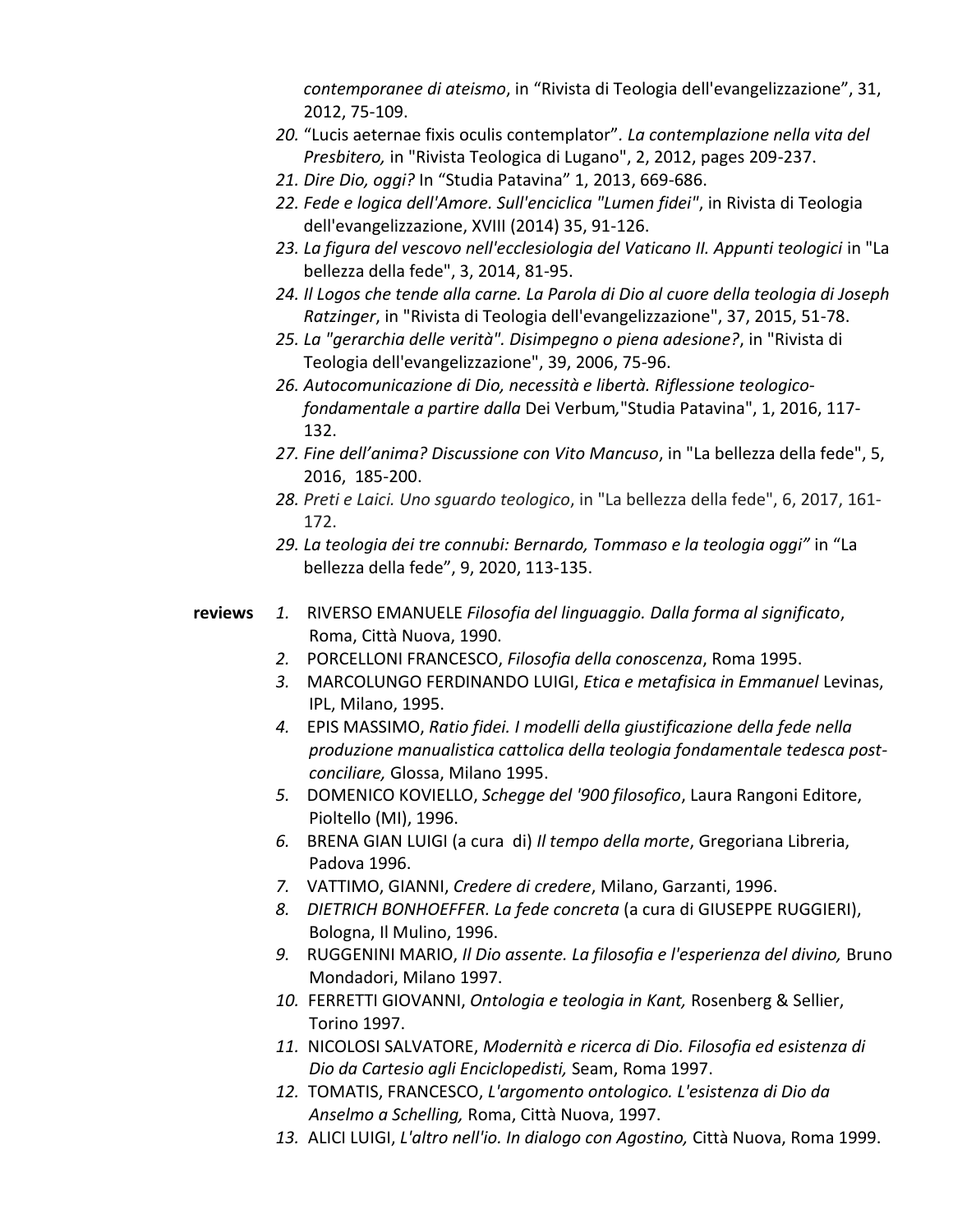*contemporanee di ateismo*, in “Rivista di Teologia dell'evangelizzazione”, 31, 2012, 75-109.

20. “Lucis aeternae fixis oculis contemplator”. *La contemplazione nella vita del Presbitero,* in "Rivista Teologica di Lugano", 2, 2012, pages 209-237.
21. *Dire Dio, oggi?* In “Studia Patavina” 1, 2013, 669-686.
22. *Fede e logica dell'Amore. Sull'enciclica "Lumen fidei"*, in Rivista di Teologia dell'evangelizzazione, XVIII (2014) 35, 91-126.
23. *La figura del vescovo nell'ecclesiologia del Vaticano II. Appunti teologici* in "La bellezza della fede", 3, 2014, 81-95.
24. *Il Logos che tende alla carne. La Parola di Dio al cuore della teologia di Joseph Ratzinger*, in "Rivista di Teologia dell'evangelizzazione", 37, 2015, 51-78.
25. *La "gerarchia delle verità". Disimpegno o piena adesione?*, in "Rivista di Teologia dell'evangelizzazione", 39, 2006, 75-96.
26. *Autocomunicazione di Dio, necessità e libertà. Riflessione teologico-fondamentale a partire dalla* Dei Verbum*,*"Studia Patavina", 1, 2016, 117-132.
27. *Fine dell’anima? Discussione con Vito Mancuso*, in "La bellezza della fede", 5, 2016, 185-200.
28. *Preti e Laici. Uno sguardo teologico*, in "La bellezza della fede", 6, 2017, 161-172.
29. *La teologia dei tre connubi: Bernardo, Tommaso e la teologia oggi”* in “La bellezza della fede”, 9, 2020, 113-135.

**reviews**

1. RIVERSO EMANUELE *Filosofia del linguaggio. Dalla forma al significato*, Roma, Città Nuova, 1990.
2. PORCELLONI FRANCESCO, *Filosofia della conoscenza*, Roma 1995.
3. MARCOLUNGO FERDINANDO LUIGI, *Etica e metafisica in Emmanuel* Levinas, IPL, Milano, 1995.
4. EPIS MASSIMO, *Ratio fidei. I modelli della giustificazione della fede nella produzione manualistica cattolica della teologia fondamentale tedesca post-conciliare,* Glossa, Milano 1995.
5. DOMENICO KOVIELLO, *Schegge del '900 filosofico*, Laura Rangoni Editore, Pioltello (MI), 1996.
6. BRENA GIAN LUIGI (a cura di) *Il tempo della morte*, Gregoriana Libreria, Padova 1996.
7. VATTIMO, GIANNI, *Credere di credere*, Milano, Garzanti, 1996.
8. *DIETRICH BONHOEFFER. La fede concreta* (a cura di GIUSEPPE RUGGIERI), Bologna, Il Mulino, 1996.
9. RUGGENINI MARIO, *Il Dio assente. La filosofia e l'esperienza del divino,* Bruno Mondadori, Milano 1997.
10. FERRETTI GIOVANNI, *Ontologia e teologia in Kant,* Rosenberg & Sellier, Torino 1997.
11. NICOLOSI SALVATORE, *Modernità e ricerca di Dio. Filosofia ed esistenza di Dio da Cartesio agli Enciclopedisti,* Seam, Roma 1997.
12. TOMATIS, FRANCESCO, *L'argomento ontologico. L'esistenza di Dio da Anselmo a Schelling,* Roma, Città Nuova, 1997.
13. ALICI LUIGI, *L'altro nell'io. In dialogo con Agostino,* Città Nuova, Roma 1999.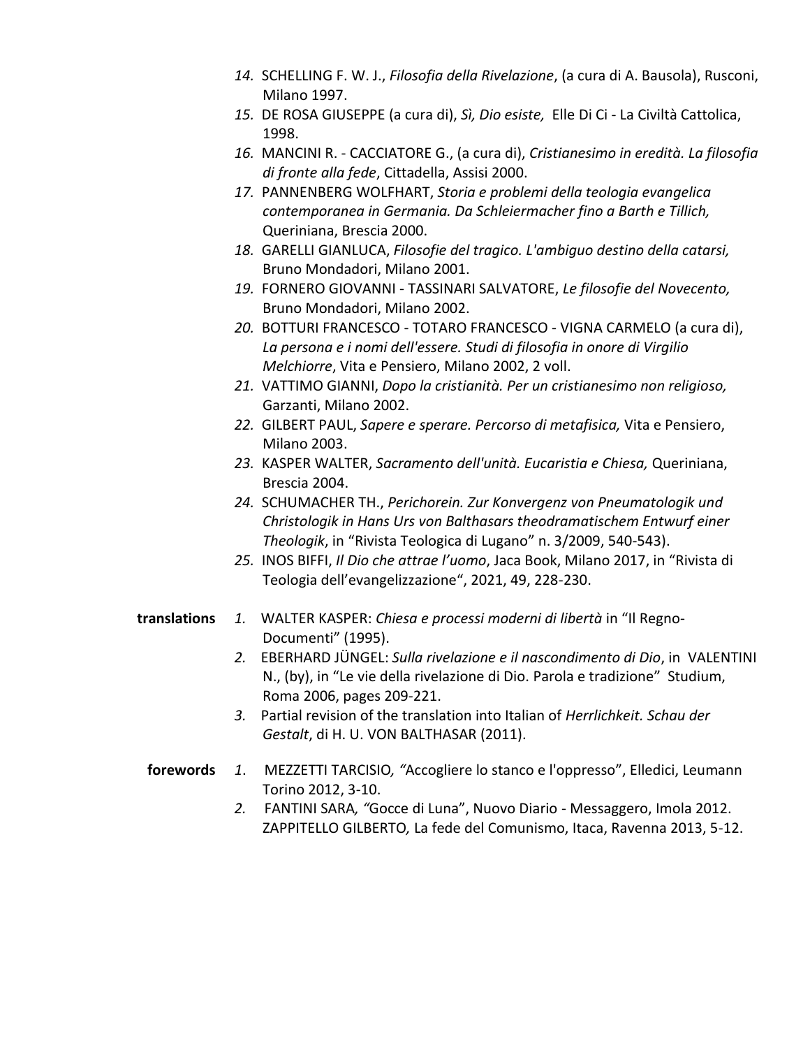14. SCHELLING F. W. J., *Filosofia della Rivelazione*, (a cura di A. Bausola), Rusconi, Milano 1997.
15. DE ROSA GIUSEPPE (a cura di), *Sì, Dio esiste,* Elle Di Ci - La Civiltà Cattolica, 1998.
16. MANCINI R. - CACCIATORE G., (a cura di), *Cristianesimo in eredità. La filosofia di fronte alla fede*, Cittadella, Assisi 2000.
17. PANNENBERG WOLFHART, *Storia e problemi della teologia evangelica contemporanea in Germania. Da Schleiermacher fino a Barth e Tillich,* Queriniana, Brescia 2000.
18. GARELLI GIANLUCA, *Filosofie del tragico. L'ambiguo destino della catarsi,* Bruno Mondadori, Milano 2001.
19. FORNERO GIOVANNI - TASSINARI SALVATORE, *Le filosofie del Novecento,* Bruno Mondadori, Milano 2002.
20. BOTTURI FRANCESCO - TOTARO FRANCESCO - VIGNA CARMELO (a cura di), *La persona e i nomi dell'essere. Studi di filosofia in onore di Virgilio Melchiorre*, Vita e Pensiero, Milano 2002, 2 voll.
21. VATTIMO GIANNI, *Dopo la cristianità. Per un cristianesimo non religioso,* Garzanti, Milano 2002.
22. GILBERT PAUL, *Sapere e sperare. Percorso di metafisica,* Vita e Pensiero, Milano 2003.
23. KASPER WALTER, *Sacramento dell'unità. Eucaristia e Chiesa,* Queriniana, Brescia 2004.
24. SCHUMACHER TH., *Perichorein. Zur Konvergenz von Pneumatologik und Christologik in Hans Urs von Balthasars theodramatischem Entwurf einer Theologik*, in "Rivista Teologica di Lugano" n. 3/2009, 540-543).
25. INOS BIFFI, *Il Dio che attrae l'uomo*, Jaca Book, Milano 2017, in "Rivista di Teologia dell'evangelizzazione", 2021, 49, 228-230.

**translations**

1. WALTER KASPER: *Chiesa e processi moderni di libertà* in "Il Regno-Documenti" (1995).
2. EBERHARD JÜNGEL: *Sulla rivelazione e il nascondimento di Dio*, in VALENTINI N., (by), in "Le vie della rivelazione di Dio. Parola e tradizione" Studium, Roma 2006, pages 209-221.
3. Partial revision of the translation into Italian of *Herrlichkeit. Schau der Gestalt*, di H. U. VON BALTHASAR (2011).

**forewords**

1. MEZZETTI TARCISIO*, "*Accogliere lo stanco e l'oppresso", Elledici, Leumann Torino 2012, 3-10.
2. FANTINI SARA*, "*Gocce di Luna", Nuovo Diario - Messaggero, Imola 2012.
   ZAPPITELLO GILBERTO*,* La fede del Comunismo, Itaca, Ravenna 2013, 5-12.